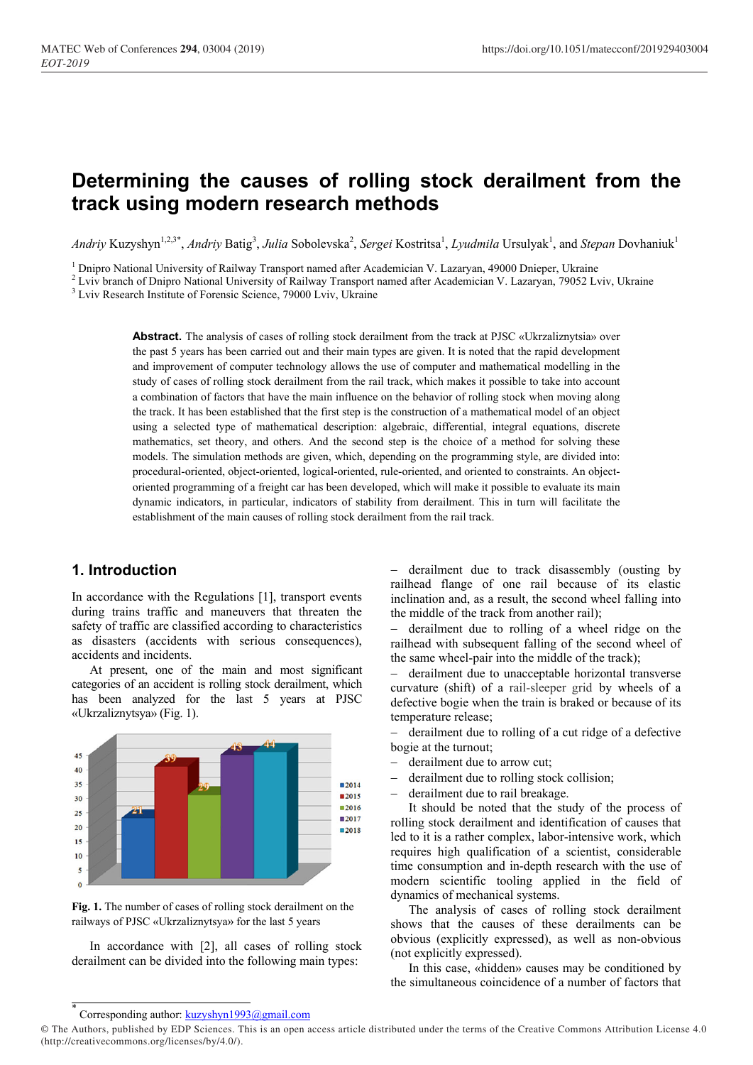# Determining the causes of rolling stock derailment from the track using modern research methods

*Andriy* Kuzyshyn[1,2,3*], *Andriy* Batig[3], *Julia* Sobolevska[2], *Sergei* Kostritsa[1], *Lyudmila* Ursulyak[1], and *Stepan* Dovhaniuk[1]

[1] Dnipro National University of Railway Transport named after Academician V. Lazaryan, 49000 Dnieper, Ukraine
[2] Lviv branch of Dnipro National University of Railway Transport named after Academician V. Lazaryan, 79052 Lviv, Ukraine
[3] Lviv Research Institute of Forensic Science, 79000 Lviv, Ukraine

**Abstract.** The analysis of cases of rolling stock derailment from the track at PJSC «Ukrzaliznytsia» over the past 5 years has been carried out and their main types are given. It is noted that the rapid development and improvement of computer technology allows the use of computer and mathematical modelling in the study of cases of rolling stock derailment from the rail track, which makes it possible to take into account a combination of factors that have the main influence on the behavior of rolling stock when moving along the track. It has been established that the first step is the construction of a mathematical model of an object using a selected type of mathematical description: algebraic, differential, integral equations, discrete mathematics, set theory, and others. And the second step is the choice of a method for solving these models. The simulation methods are given, which, depending on the programming style, are divided into: procedural-oriented, object-oriented, logical-oriented, rule-oriented, and oriented to constraints. An object-oriented programming of a freight car has been developed, which will make it possible to evaluate its main dynamic indicators, in particular, indicators of stability from derailment. This in turn will facilitate the establishment of the main causes of rolling stock derailment from the rail track.

## 1. Introduction

In accordance with the Regulations [1], transport events during trains traffic and maneuvers that threaten the safety of traffic are classified according to characteristics as disasters (accidents with serious consequences), accidents and incidents.

At present, one of the main and most significant categories of an accident is rolling stock derailment, which has been analyzed for the last 5 years at PJSC «Ukrzaliznytsya» (Fig. 1).

45
40
35
30
25
20
15
10
5
0

21
39
29
43
44

2014
2015
2016
2017
2018

**Fig. 1.** The number of cases of rolling stock derailment on the railways of PJSC «Ukrzaliznytsya» for the last 5 years

In accordance with [2], all cases of rolling stock derailment can be divided into the following main types:

– derailment due to track disassembly (ousting by railhead flange of one rail because of its elastic inclination and, as a result, the second wheel falling into the middle of the track from another rail);
– derailment due to rolling of a wheel ridge on the railhead with subsequent falling of the second wheel of the same wheel-pair into the middle of the track);
– derailment due to unacceptable horizontal transverse curvature (shift) of a rail-sleeper grid by wheels of a defective bogie when the train is braked or because of its temperature release;
– derailment due to rolling of a cut ridge of a defective bogie at the turnout;
– derailment due to arrow cut;
– derailment due to rolling stock collision;
– derailment due to rail breakage.

It should be noted that the study of the process of rolling stock derailment and identification of causes that led to it is a rather complex, labor-intensive work, which requires high qualification of a scientist, considerable time consumption and in-depth research with the use of modern scientific tooling applied in the field of dynamics of mechanical systems.

The analysis of cases of rolling stock derailment shows that the causes of these derailments can be obvious (explicitly expressed), as well as non-obvious (not explicitly expressed).

In this case, «hidden» causes may be conditioned by the simultaneous coincidence of a number of factors that

---

* Corresponding author: kuzyshyn1993@gmail.com

© The Authors, published by EDP Sciences. This is an open access article distributed under the terms of the Creative Commons Attribution License 4.0 (http://creativecommons.org/licenses/by/4.0/).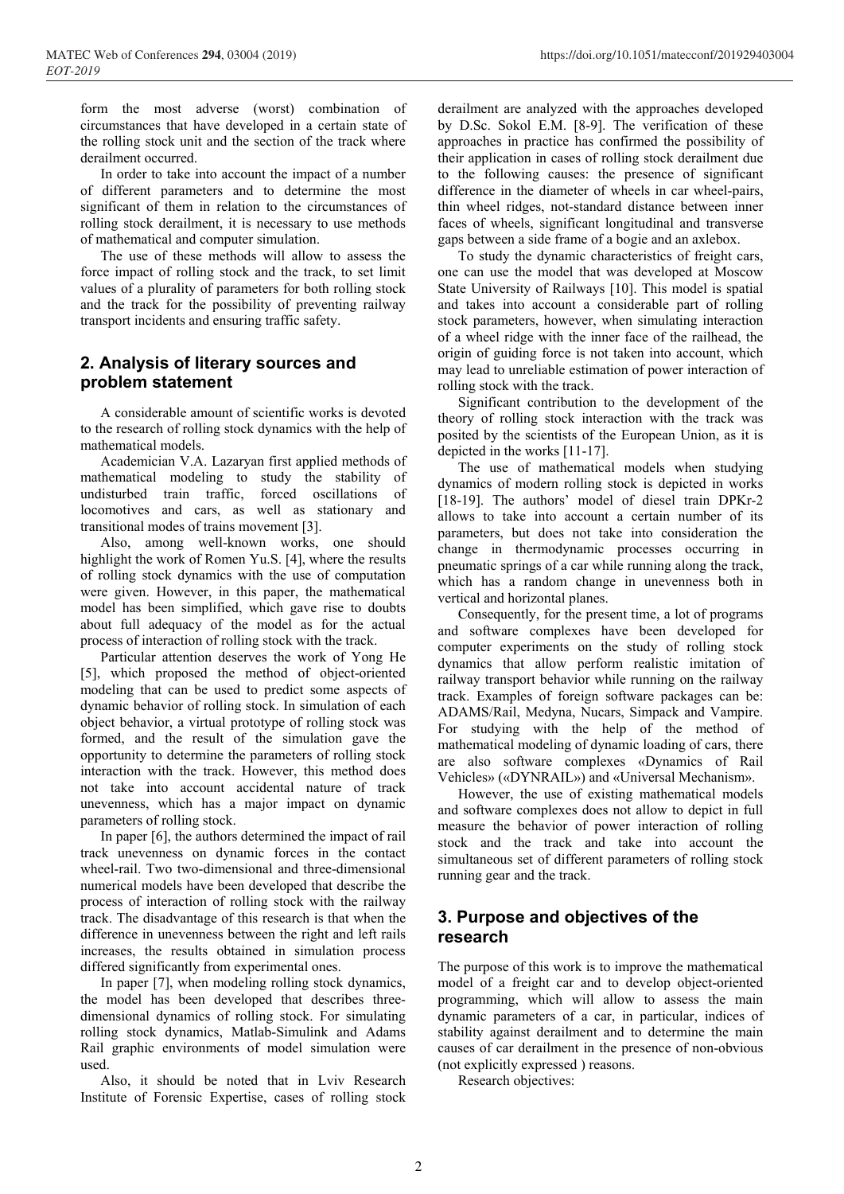form the most adverse (worst) combination of circumstances that have developed in a certain state of the rolling stock unit and the section of the track where derailment occurred.

In order to take into account the impact of a number of different parameters and to determine the most significant of them in relation to the circumstances of rolling stock derailment, it is necessary to use methods of mathematical and computer simulation.

The use of these methods will allow to assess the force impact of rolling stock and the track, to set limit values of a plurality of parameters for both rolling stock and the track for the possibility of preventing railway transport incidents and ensuring traffic safety.

## 2. Analysis of literary sources and problem statement

A considerable amount of scientific works is devoted to the research of rolling stock dynamics with the help of mathematical models.

Academician V.A. Lazaryan first applied methods of mathematical modeling to study the stability of undisturbed train traffic, forced oscillations of locomotives and cars, as well as stationary and transitional modes of trains movement [3].

Also, among well-known works, one should highlight the work of Romen Yu.S. [4], where the results of rolling stock dynamics with the use of computation were given. However, in this paper, the mathematical model has been simplified, which gave rise to doubts about full adequacy of the model as for the actual process of interaction of rolling stock with the track.

Particular attention deserves the work of Yong He [5], which proposed the method of object-oriented modeling that can be used to predict some aspects of dynamic behavior of rolling stock. In simulation of each object behavior, a virtual prototype of rolling stock was formed, and the result of the simulation gave the opportunity to determine the parameters of rolling stock interaction with the track. However, this method does not take into account accidental nature of track unevenness, which has a major impact on dynamic parameters of rolling stock.

In paper [6], the authors determined the impact of rail track unevenness on dynamic forces in the contact wheel-rail. Two two-dimensional and three-dimensional numerical models have been developed that describe the process of interaction of rolling stock with the railway track. The disadvantage of this research is that when the difference in unevenness between the right and left rails increases, the results obtained in simulation process differed significantly from experimental ones.

In paper [7], when modeling rolling stock dynamics, the model has been developed that describes three-dimensional dynamics of rolling stock. For simulating rolling stock dynamics, Matlab-Simulink and Adams Rail graphic environments of model simulation were used.

Also, it should be noted that in Lviv Research Institute of Forensic Expertise, cases of rolling stock derailment are analyzed with the approaches developed by D.Sc. Sokol E.M. [8-9]. The verification of these approaches in practice has confirmed the possibility of their application in cases of rolling stock derailment due to the following causes: the presence of significant difference in the diameter of wheels in car wheel-pairs, thin wheel ridges, not-standard distance between inner faces of wheels, significant longitudinal and transverse gaps between a side frame of a bogie and an axlebox.

To study the dynamic characteristics of freight cars, one can use the model that was developed at Moscow State University of Railways [10]. This model is spatial and takes into account a considerable part of rolling stock parameters, however, when simulating interaction of a wheel ridge with the inner face of the railhead, the origin of guiding force is not taken into account, which may lead to unreliable estimation of power interaction of rolling stock with the track.

Significant contribution to the development of the theory of rolling stock interaction with the track was posited by the scientists of the European Union, as it is depicted in the works [11-17].

The use of mathematical models when studying dynamics of modern rolling stock is depicted in works [18-19]. The authors' model of diesel train DPKr-2 allows to take into account a certain number of its parameters, but does not take into consideration the change in thermodynamic processes occurring in pneumatic springs of a car while running along the track, which has a random change in unevenness both in vertical and horizontal planes.

Consequently, for the present time, a lot of programs and software complexes have been developed for computer experiments on the study of rolling stock dynamics that allow perform realistic imitation of railway transport behavior while running on the railway track. Examples of foreign software packages can be: ADAMS/Rail, Medyna, Nucars, Simpack and Vampire. For studying with the help of the method of mathematical modeling of dynamic loading of cars, there are also software complexes «Dynamics of Rail Vehicles» («DYNRAIL») and «Universal Mechanism».

However, the use of existing mathematical models and software complexes does not allow to depict in full measure the behavior of power interaction of rolling stock and the track and take into account the simultaneous set of different parameters of rolling stock running gear and the track.

## 3. Purpose and objectives of the research

The purpose of this work is to improve the mathematical model of a freight car and to develop object-oriented programming, which will allow to assess the main dynamic parameters of a car, in particular, indices of stability against derailment and to determine the main causes of car derailment in the presence of non-obvious (not explicitly expressed ) reasons.

Research objectives: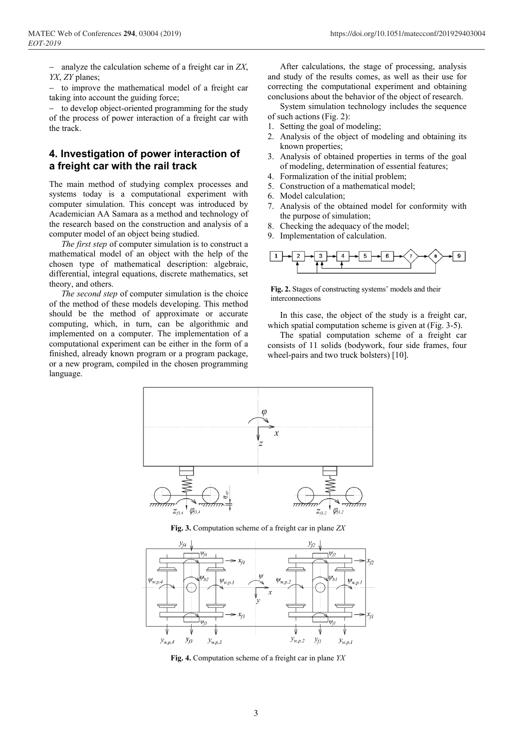– analyze the calculation scheme of a freight car in *ZX*, *YX*, *ZY* planes;

– to improve the mathematical model of a freight car taking into account the guiding force;

– to develop object-oriented programming for the study of the process of power interaction of a freight car with the track.

## 4. Investigation of power interaction of a freight car with the rail track

The main method of studying complex processes and systems today is a computational experiment with computer simulation. This concept was introduced by Academician AA Samara as a method and technology of the research based on the construction and analysis of a computer model of an object being studied.

*The first step* of computer simulation is to construct a mathematical model of an object with the help of the chosen type of mathematical description: algebraic, differential, integral equations, discrete mathematics, set theory, and others.

*The second step* of computer simulation is the choice of the method of these models developing. This method should be the method of approximate or accurate computing, which, in turn, can be algorithmic and implemented on a computer. The implementation of a computational experiment can be either in the form of a finished, already known program or a program package, or a new program, compiled in the chosen programming language.

After calculations, the stage of processing, analysis and study of the results comes, as well as their use for correcting the computational experiment and obtaining conclusions about the behavior of the object of research.

System simulation technology includes the sequence of such actions (Fig. 2):

1. Setting the goal of modeling;
2. Analysis of the object of modeling and obtaining its known properties;
3. Analysis of obtained properties in terms of the goal of modeling, determination of essential features;
4. Formalization of the initial problem;
5. Construction of a mathematical model;
6. Model calculation;
7. Analysis of the obtained model for conformity with the purpose of simulation;
8. Checking the adequacy of the model;
9. Implementation of calculation.

**Fig. 2.** Stages of constructing systems' models and their interconnections

In this case, the object of the study is a freight car, which spatial computation scheme is given at (Fig. 3-5).

The spatial computation scheme of a freight car consists of 11 solids (bodywork, four side frames, four wheel-pairs and two truck bolsters) [10].

**Fig. 3.** Computation scheme of a freight car in plane *ZX*

**Fig. 4.** Computation scheme of a freight car in plane *YX*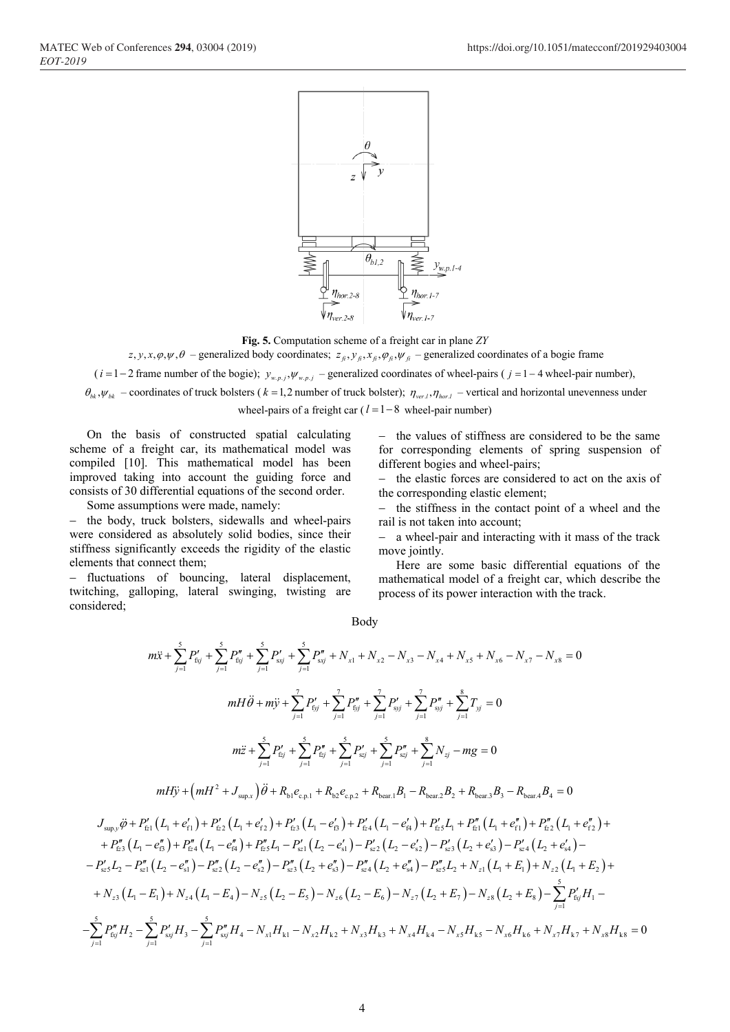**Fig. 5.** Computation scheme of a freight car in plane *ZY*

$z, y, x, \varphi, \psi, \theta$ – generalized body coordinates; $z_{fi}, y_{fi}, x_{fi}, \varphi_{fi}, \psi_{fi}$ – generalized coordinates of a bogie frame ($i = 1-2$ frame number of the bogie); $y_{w.p.j}, \psi_{w.p.j}$ – generalized coordinates of wheel-pairs ($j = 1-4$ wheel-pair number), $\theta_{bk}, \psi_{bk}$ – coordinates of truck bolsters ($k = 1,2$ number of truck bolster); $\eta_{ver.l}, \eta_{hor.l}$ – vertical and horizontal unevenness under wheel-pairs of a freight car ($l = 1-8$ wheel-pair number)

On the basis of constructed spatial calculating scheme of a freight car, its mathematical model was compiled [10]. This mathematical model has been improved taking into account the guiding force and consists of 30 differential equations of the second order.

Some assumptions were made, namely:

– the body, truck bolsters, sidewalls and wheel-pairs were considered as absolutely solid bodies, since their stiffness significantly exceeds the rigidity of the elastic elements that connect them;

– fluctuations of bouncing, lateral displacement, twitching, galloping, lateral swinging, twisting are considered;

– the values of stiffness are considered to be the same for corresponding elements of spring suspension of different bogies and wheel-pairs;

– the elastic forces are considered to act on the axis of the corresponding elastic element;

– the stiffness in the contact point of a wheel and the rail is not taken into account;

– a wheel-pair and interacting with it mass of the track move jointly.

Here are some basic differential equations of the mathematical model of a freight car, which describe the process of its power interaction with the track.

Body

$$m\ddot{x} + \sum_{j=1}^{5} P'_{fxj} + \sum_{j=1}^{5} P''_{fxj} + \sum_{j=1}^{5} P'_{sxj} + \sum_{j=1}^{5} P''_{sxj} + N_{x1} + N_{x2} - N_{x3} - N_{x4} + N_{x5} + N_{x6} - N_{x7} - N_{x8} = 0$$

$$mH\ddot{\theta} + m\ddot{y} + \sum_{j=1}^{7} P'_{fyj} + \sum_{j=1}^{7} P''_{fyj} + \sum_{j=1}^{7} P'_{syj} + \sum_{j=1}^{7} P''_{syj} + \sum_{j=1}^{8} T_{yj} = 0$$

$$m\ddot{z} + \sum_{j=1}^{5} P'_{fzj} + \sum_{j=1}^{5} P''_{fzj} + \sum_{j=1}^{5} P'_{szj} + \sum_{j=1}^{5} P''_{szj} + \sum_{j=1}^{8} N_{zj} - mg = 0$$

$$mH\ddot{y} + \left(mH^2 + J_{\text{sup}.x}\right)\ddot{\theta} + R_{b1}e_{\text{c.p.}1} + R_{b2}e_{\text{c.p.}2} + R_{\text{bear}.1}B_1 - R_{\text{bear}.2}B_2 + R_{\text{bear}.3}B_3 - R_{\text{bear}.4}B_4 = 0$$

$$\begin{aligned}
&J_{\text{sup}.y}\ddot{\varphi} + P'_{fz1}\left(L_1 + e'_{f1}\right) + P'_{fz2}\left(L_1 + e'_{f2}\right) + P'_{fz3}\left(L_1 - e'_{f3}\right) + P'_{fz4}\left(L_1 - e'_{f4}\right) + P'_{fz5}L_1 + P''_{fz1}\left(L_1 + e''_{f1}\right) + P''_{fz2}\left(L_1 + e''_{f2}\right) + \\
&+ P''_{fz3}\left(L_1 - e''_{f3}\right) + P''_{fz4}\left(L_1 - e''_{f4}\right) + P''_{fz5}L_1 - P'_{sz1}\left(L_2 - e'_{s1}\right) - P'_{sz2}\left(L_2 - e'_{s2}\right) - P'_{sz3}\left(L_2 + e'_{s3}\right) - P'_{sz4}\left(L_2 + e'_{s4}\right) - \\
&- P'_{sz5}L_2 - P''_{sz1}\left(L_2 - e''_{s1}\right) - P''_{sz2}\left(L_2 - e''_{s2}\right) - P''_{sz3}\left(L_2 + e''_{s3}\right) - P''_{sz4}\left(L_2 + e''_{s4}\right) - P''_{sz5}L_2 + N_{z1}\left(L_1 + E_1\right) + N_{z2}\left(L_1 + E_2\right) + \\
&+ N_{z3}\left(L_1 - E_1\right) + N_{z4}\left(L_1 - E_4\right) - N_{z5}\left(L_2 - E_5\right) - N_{z6}\left(L_2 - E_6\right) - N_{z7}\left(L_2 + E_7\right) - N_{z8}\left(L_2 + E_8\right) - \sum_{j=1}^{5} P'_{fxj}H_1 - \\
&- \sum_{j=1}^{5} P''_{fxj}H_2 - \sum_{j=1}^{5} P'_{sxj}H_3 - \sum_{j=1}^{5} P''_{sxj}H_4 - N_{x1}H_{k1} - N_{x2}H_{k2} + N_{x3}H_{k3} + N_{x4}H_{k4} - N_{x5}H_{k5} - N_{x6}H_{k6} + N_{x7}H_{k7} + N_{x8}H_{k8} = 0
\end{aligned}$$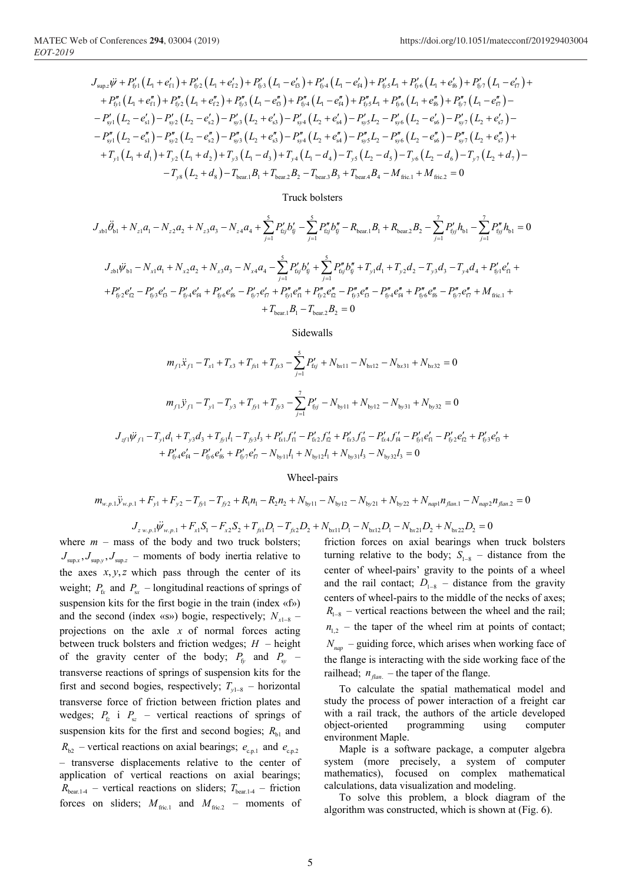$$J_{\sup.z}\ddot{\psi} + P'_{fy1}\left(L_1 + e'_{f1}\right) + P'_{fy2}\left(L_1 + e'_{f2}\right) + P'_{fy3}\left(L_1 - e'_{f3}\right) + P'_{fy4}\left(L_1 - e'_{f4}\right) + P'_{fy5}L_1 + P'_{fy6}\left(L_1 + e'_{f6}\right) + P'_{fy7}\left(L_1 - e'_{f7}\right) +$$
$$+ P''_{fy1}\left(L_1 + e''_{f1}\right) + P''_{fy2}\left(L_1 + e''_{f2}\right) + P''_{fy3}\left(L_1 - e''_{f3}\right) + P''_{fy4}\left(L_1 - e''_{f4}\right) + P''_{fy5}L_1 + P''_{fy6}\left(L_1 + e''_{f6}\right) + P''_{fy7}\left(L_1 - e''_{f7}\right) -$$
$$- P'_{sy1}\left(L_2 - e'_{s1}\right) - P'_{sy2}\left(L_2 - e'_{s2}\right) - P'_{sy3}\left(L_2 + e'_{s3}\right) - P'_{sy4}\left(L_2 + e'_{s4}\right) - P'_{sy5}L_2 - P'_{sy6}\left(L_2 - e'_{s6}\right) - P'_{sy7}\left(L_2 + e'_{s7}\right) -$$
$$- P''_{sy1}\left(L_2 - e''_{s1}\right) - P''_{sy2}\left(L_2 - e''_{s2}\right) - P''_{sy3}\left(L_2 + e''_{s3}\right) - P''_{sy4}\left(L_2 + e''_{s4}\right) - P''_{sy5}L_2 - P''_{sy6}\left(L_2 - e''_{s6}\right) - P''_{sy7}\left(L_2 + e''_{s7}\right) +$$
$$+ T_{y1}\left(L_1 + d_1\right) + T_{y2}\left(L_1 + d_2\right) + T_{y3}\left(L_1 - d_3\right) + T_{y4}\left(L_1 - d_4\right) - T_{y5}\left(L_2 - d_5\right) - T_{y6}\left(L_2 - d_6\right) - T_{y7}\left(L_2 + d_7\right) -$$
$$- T_{y8}\left(L_2 + d_8\right) - T_{\text{bear.1}}B_1 + T_{\text{bear.2}}B_2 - T_{\text{bear.3}}B_3 + T_{\text{bear.4}}B_4 - M_{\text{fric.1}} + M_{\text{fric.2}} = 0$$

Truck bolsters

$$J_{xb1}\ddot{\theta}_{b1} + N_{z1}a_1 - N_{z2}a_2 + N_{z3}a_3 - N_{z4}a_4 + \sum_{j=1}^{5} P'_{fzj}b'_{fj} - \sum_{j=1}^{5} P''_{fzj}b''_{fj} - R_{\text{bear.1}}B_1 + R_{\text{bear.2}}B_2 - \sum_{j=1}^{7} P'_{fyj}h_{b1} - \sum_{j=1}^{7} P''_{fyj}h_{b1} = 0$$

$$J_{zb1}\ddot{\psi}_{b1} - N_{x1}a_1 + N_{x2}a_2 + N_{x3}a_3 - N_{x4}a_4 - \sum_{j=1}^{5} P'_{fxj}b'_{fj} + \sum_{j=1}^{5} P''_{fxj}b''_{fj} + T_{y1}d_1 + T_{y2}d_2 - T_{y3}d_3 - T_{y4}d_4 + P'_{fy1}e'_{f1} +$$
$$+ P'_{fy2}e'_{f2} - P'_{fy3}e'_{f3} - P'_{fy4}e'_{f4} + P'_{fy6}e'_{f6} - P'_{fy7}e'_{f7} + P''_{fy1}e''_{f1} + P''_{fy2}e''_{f2} - P''_{fy3}e''_{f3} - P''_{fy4}e''_{f4} + P''_{fy6}e''_{f6} - P''_{fy7}e''_{f7} + M_{\text{fric.1}} +$$
$$+ T_{\text{bear.1}}B_1 - T_{\text{bear.2}}B_2 = 0$$

Sidewalls

$$m_{f1}\ddot{x}_{f1} - T_{x1} + T_{x3} + T_{fx1} + T_{fx3} - \sum_{j=1}^{5} P'_{fxj} + N_{bx11} - N_{bx12} - N_{bx31} + N_{bx32} = 0$$

$$m_{f1}\ddot{y}_{f1} - T_{y1} - T_{y3} + T_{fy1} + T_{fy3} - \sum_{j=1}^{7} P'_{fyj} - N_{by11} + N_{by12} - N_{by31} + N_{by32} = 0$$

$$J_{zf1}\ddot{\psi}_{f1} - T_{y1}d_1 + T_{y3}d_3 + T_{fy1}l_1 - T_{fy3}l_3 + P'_{fx1}f'_{f1} - P'_{fx2}f'_{f2} + P'_{fx3}f'_{f3} - P'_{fx4}f'_{f4} - P'_{fy1}e'_{f1} - P'_{fy2}e'_{f2} + P'_{fy3}e'_{f3} +$$
$$+ P'_{fy4}e'_{f4} - P'_{fy6}e'_{f6} + P'_{fy7}e'_{f7} - N_{by11}l_1 + N_{by12}l_1 + N_{by31}l_3 - N_{by32}l_3 = 0$$

Wheel-pairs

$$m_{w.p.1}\ddot{y}_{w.p.1} + F_{y1} + F_{y2} - T_{fy1} - T_{fy2} + R_1n_1 - R_2n_2 + N_{by11} - N_{by12} - N_{by21} + N_{by22} + N_{nap1}n_{flan.1} - N_{nap2}n_{flan.2} = 0$$

$$J_{z\,w.p.1}\ddot{\psi}_{w.p.1} + F_{x1}S_1 - F_{x2}S_2 + T_{fx1}D_1 - T_{fx2}D_2 + N_{bx11}D_1 - N_{bx12}D_1 - N_{bx21}D_2 + N_{bx22}D_2 = 0$$

where $m$ – mass of the body and two truck bolsters; $J_{\sup.x}, J_{\sup.y}, J_{\sup.z}$ – moments of body inertia relative to the axes $x, y, z$ which pass through the center of its weight; $P_{fx}$ and $P_{sx}$ – longitudinal reactions of springs of suspension kits for the first bogie in the train (index «f») and the second (index «s») bogie, respectively; $N_{x1-8}$ – projections on the axle $x$ of normal forces acting between truck bolsters and friction wedges; $H$ – height of the gravity center of the body; $P_{fy}$ and $P_{sy}$ – transverse reactions of springs of suspension kits for the first and second bogies, respectively; $T_{y1-8}$ – horizontal transverse force of friction between friction plates and wedges; $P_{fz}$ i $P_{sz}$ – vertical reactions of springs of suspension kits for the first and second bogies; $R_{b1}$ and $R_{b2}$ – vertical reactions on axial bearings; $e_{c.p.1}$ and $e_{c.p.2}$ – transverse displacements relative to the center of application of vertical reactions on axial bearings; $R_{\text{bear.1-4}}$ – vertical reactions on sliders; $T_{\text{bear.1-4}}$ – friction forces on sliders; $M_{\text{fric.1}}$ and $M_{\text{fric.2}}$ – moments of friction forces on axial bearings when truck bolsters turning relative to the body; $S_{1-8}$ – distance from the center of wheel-pairs' gravity to the points of a wheel and the rail contact; $D_{1-8}$ – distance from the gravity centers of wheel-pairs to the middle of the necks of axes; $R_{1-8}$ – vertical reactions between the wheel and the rail; $n_{1,2}$ – the taper of the wheel rim at points of contact; $N_{nap}$ – guiding force, which arises when working face of the flange is interacting with the side working face of the railhead; $n_{flan.}$ – the taper of the flange.

To calculate the spatial mathematical model and study the process of power interaction of a freight car with a rail track, the authors of the article developed object-oriented programming using computer environment Maple.

Maple is a software package, a computer algebra system (more precisely, a system of computer mathematics), focused on complex mathematical calculations, data visualization and modeling.

To solve this problem, a block diagram of the algorithm was constructed, which is shown at (Fig. 6).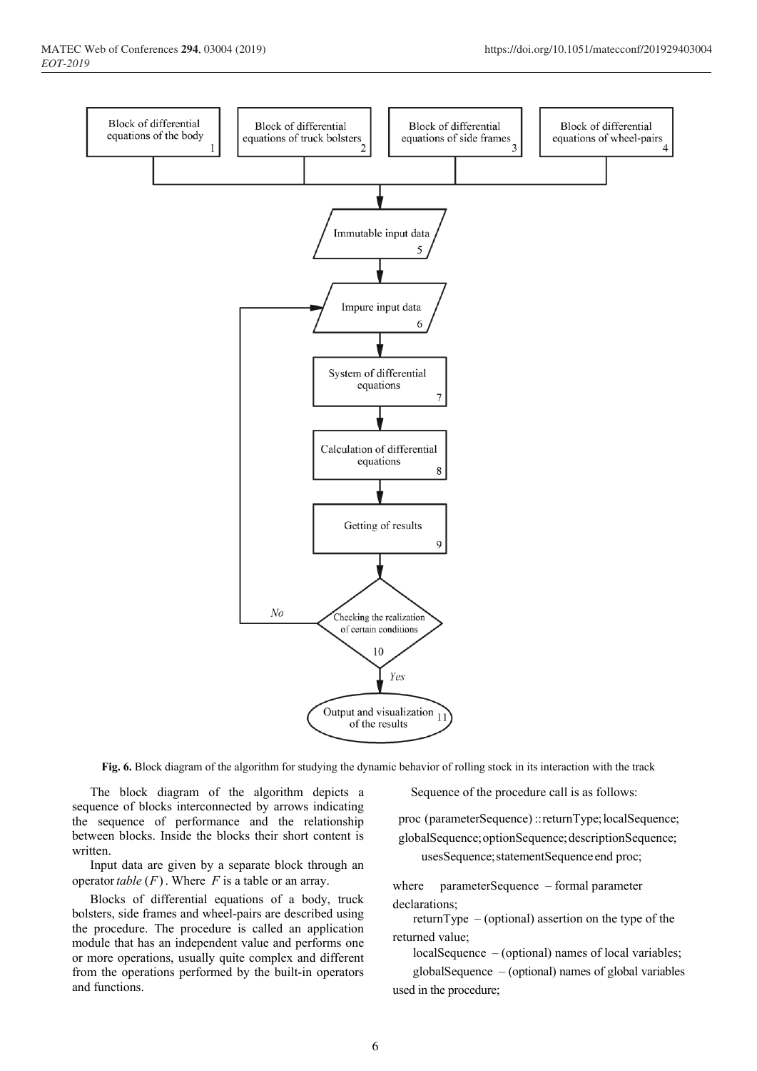**Fig. 6.** Block diagram of the algorithm for studying the dynamic behavior of rolling stock in its interaction with the track

The block diagram of the algorithm depicts a sequence of blocks interconnected by arrows indicating the sequence of performance and the relationship between blocks. Inside the blocks their short content is written.

Input data are given by a separate block through an operator *table* $(F)$. Where $F$ is a table or an array.

Blocks of differential equations of a body, truck bolsters, side frames and wheel-pairs are described using the procedure. The procedure is called an application module that has an independent value and performs one or more operations, usually quite complex and different from the operations performed by the built-in operators and functions.

Sequence of the procedure call is as follows:

```
proc (parameterSequence) :: returnType; localSequence;
globalSequence; optionSequence; descriptionSequence;
usesSequence; statementSequence end proc;
```

where parameterSequence – formal parameter declarations;

returnType – (optional) assertion on the type of the returned value;

localSequence – (optional) names of local variables;

globalSequence – (optional) names of global variables used in the procedure;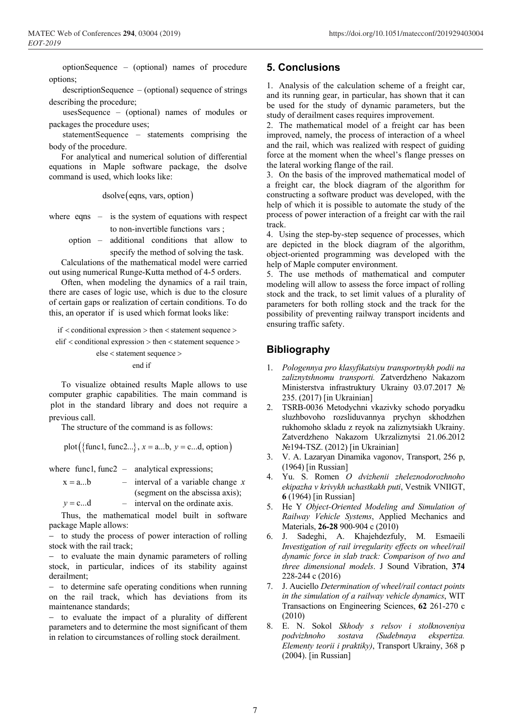optionSequence – (optional) names of procedure options;

descriptionSequence – (optional) sequence of strings describing the procedure;

usesSequence – (optional) names of modules or packages the procedure uses;

statementSequence – statements comprising the body of the procedure.

For analytical and numerical solution of differential equations in Maple software package, the dsolve command is used, which looks like:

$$\text{dsolve}(\text{eqns, vars, option})$$

where eqns – is the system of equations with respect to non-invertible functions vars ;

option – additional conditions that allow to specify the method of solving the task.

Calculations of the mathematical model were carried out using numerical Runge-Kutta method of 4-5 orders.

Often, when modeling the dynamics of a rail train, there are cases of logic use, which is due to the closure of certain gaps or realization of certain conditions. To do this, an operator if is used which format looks like:

```
if < conditional expression > then < statement sequence >
elif < conditional expression > then < statement sequence >
else < statement sequence >
end if
```

To visualize obtained results Maple allows to use computer graphic capabilities. The main command is plot in the standard library and does not require a previous call.

The structure of the command is as follows:

$$\text{plot}(\{\text{func1, func2...}\},\ x = \text{a...b},\ y = \text{c...d, option})$$

where func1, func2 – analytical expressions;

$x = \text{a...b}$ – interval of a variable change $x$ (segment on the abscissa axis);

$y = \text{c...d}$ – interval on the ordinate axis.

Thus, the mathematical model built in software package Maple allows:

- to study the process of power interaction of rolling stock with the rail track;
- to evaluate the main dynamic parameters of rolling stock, in particular, indices of its stability against derailment;
- to determine safe operating conditions when running on the rail track, which has deviations from its maintenance standards;
- to evaluate the impact of a plurality of different parameters and to determine the most significant of them in relation to circumstances of rolling stock derailment.

## 5. Conclusions

1. Analysis of the calculation scheme of a freight car, and its running gear, in particular, has shown that it can be used for the study of dynamic parameters, but the study of derailment cases requires improvement.
2. The mathematical model of a freight car has been improved, namely, the process of interaction of a wheel and the rail, which was realized with respect of guiding force at the moment when the wheel's flange presses on the lateral working flange of the rail.
3. On the basis of the improved mathematical model of a freight car, the block diagram of the algorithm for constructing a software product was developed, with the help of which it is possible to automate the study of the process of power interaction of a freight car with the rail track.
4. Using the step-by-step sequence of processes, which are depicted in the block diagram of the algorithm, object-oriented programming was developed with the help of Maple computer environment.
5. The use methods of mathematical and computer modeling will allow to assess the force impact of rolling stock and the track, to set limit values of a plurality of parameters for both rolling stock and the track for the possibility of preventing railway transport incidents and ensuring traffic safety.

## Bibliography

1. *Pologennya pro klasyfikatsiyu transportnykh podii na zaliznytshnomu transporti.* Zatverdzheno Nakazom Ministerstva infrastruktury Ukrainy 03.07.2017 № 235. (2017) [in Ukrainian]
2. TSRB-0036 Metodychni vkazivky schodo poryadku sluzhbovoho rozsliduvannya prychyn skhodzhen rukhomoho skladu z reyok na zaliznytsiakh Ukrainy. Zatverdzheno Nakazom Ukrzaliznytsi 21.06.2012 №194-TSZ. (2012) [in Ukrainian]
3. V. A. Lazaryan Dinamika vagonov, Transport, 256 p, (1964) [in Russian]
4. Yu. S. Romen *O dvizhenii zheleznodorozhnoho ekipazha v krivykh uchastkakh puti*, Vestnik VNIIGT, **6** (1964) [in Russian]
5. He Y *Object-Oriented Modeling and Simulation of Railway Vehicle Systems*, Applied Mechanics and Materials, **26-28** 900-904 c (2010)
6. J. Sadeghi, A. Khajehdezfuly, M. Esmaeili *Investigation of rail irregularity effects on wheel/rail dynamic force in slab track: Comparison of two and three dimensional models*. J Sound Vibration, **374** 228-244 c (2016)
7. J. Auciello *Determination of wheel/rail contact points in the simulation of a railway vehicle dynamics*, WIT Transactions on Engineering Sciences, **62** 261-270 c (2010)
8. E. N. Sokol *Skhody s relsov i stolknoveniya podvizhnoho sostava (Sudebnaya ekspertiza. Elementy teorii i praktiky)*, Transport Ukrainy, 368 p (2004). [in Russian]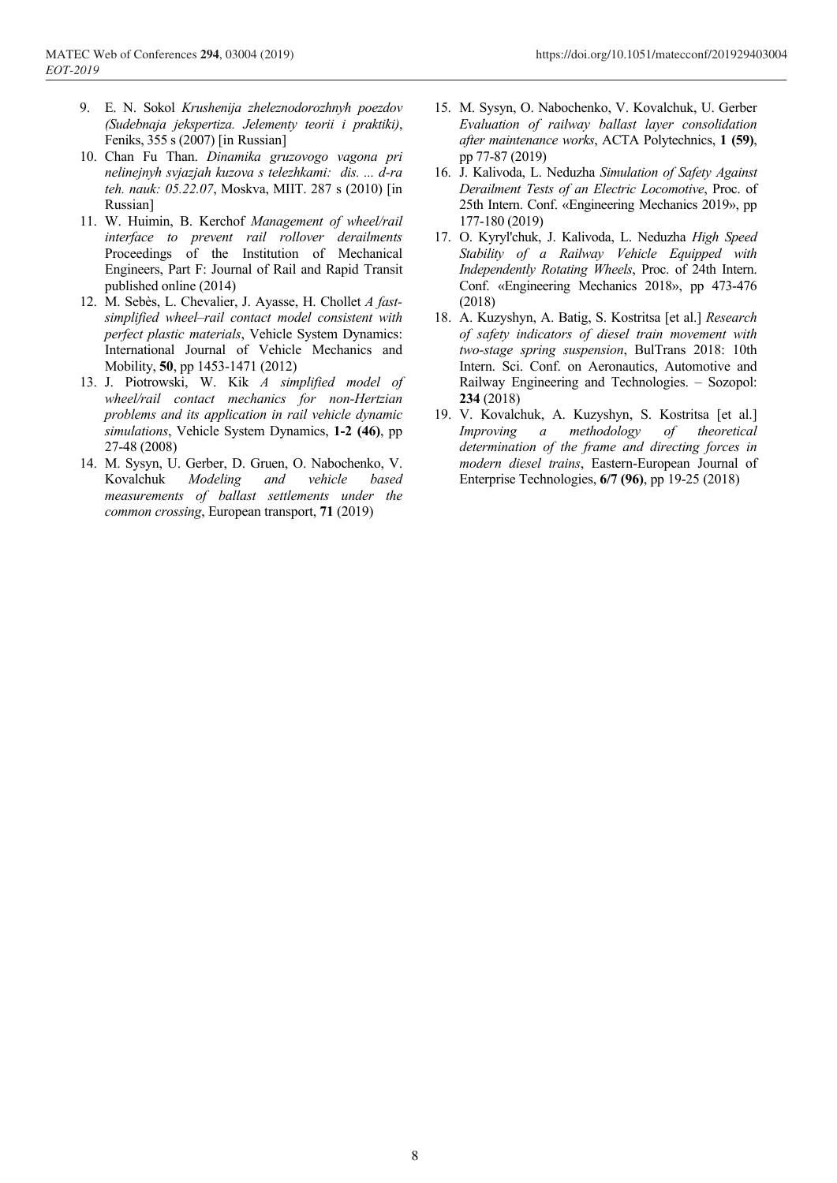9. E. N. Sokol *Krushenija zheleznodorozhnyh poezdov (Sudebnaja jekspertiza. Jelementy teorii i praktiki)*, Feniks, 355 s (2007) [in Russian]
10. Chan Fu Than. *Dinamika gruzovogo vagona pri nelinejnyh svjazjah kuzova s telezhkami: dis. ... d-ra teh. nauk: 05.22.07*, Moskva, MIIT. 287 s (2010) [in Russian]
11. W. Huimin, B. Kerchof *Management of wheel/rail interface to prevent rail rollover derailments* Proceedings of the Institution of Mechanical Engineers, Part F: Journal of Rail and Rapid Transit published online (2014)
12. M. Sebès, L. Chevalier, J. Ayasse, H. Chollet *A fast-simplified wheel–rail contact model consistent with perfect plastic materials*, Vehicle System Dynamics: International Journal of Vehicle Mechanics and Mobility, **50**, pp 1453-1471 (2012)
13. J. Piotrowski, W. Kik *A simplified model of wheel/rail contact mechanics for non-Hertzian problems and its application in rail vehicle dynamic simulations*, Vehicle System Dynamics, **1-2 (46)**, pp 27-48 (2008)
14. M. Sysyn, U. Gerber, D. Gruen, O. Nabochenko, V. Kovalchuk *Modeling and vehicle based measurements of ballast settlements under the common crossing*, European transport, **71** (2019)
15. M. Sysyn, O. Nabochenko, V. Kovalchuk, U. Gerber *Evaluation of railway ballast layer consolidation after maintenance works*, ACTA Polytechnics, **1 (59)**, pp 77-87 (2019)
16. J. Kalivoda, L. Neduzha *Simulation of Safety Against Derailment Tests of an Electric Locomotive*, Proc. of 25th Intern. Conf. «Engineering Mechanics 2019», pp 177-180 (2019)
17. O. Kyryl'chuk, J. Kalivoda, L. Neduzha *High Speed Stability of a Railway Vehicle Equipped with Independently Rotating Wheels*, Proc. of 24th Intern. Conf. «Engineering Mechanics 2018», pp 473-476 (2018)
18. A. Kuzyshyn, A. Batig, S. Kostritsa [et al.] *Research of safety indicators of diesel train movement with two-stage spring suspension*, BulTrans 2018: 10th Intern. Sci. Conf. on Aeronautics, Automotive and Railway Engineering and Technologies. – Sozopol: **234** (2018)
19. V. Kovalchuk, A. Kuzyshyn, S. Kostritsa [et al.] *Improving a methodology of theoretical determination of the frame and directing forces in modern diesel trains*, Eastern-European Journal of Enterprise Technologies, **6/7 (96)**, pp 19-25 (2018)